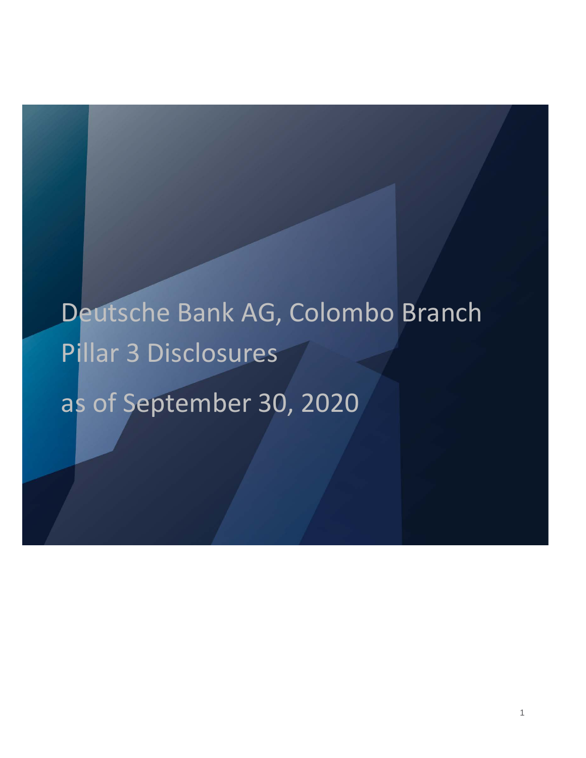# Deutsche Bank AG, Colombo Branch

# Pillar 3 Disclosures

# as of September 30, 2020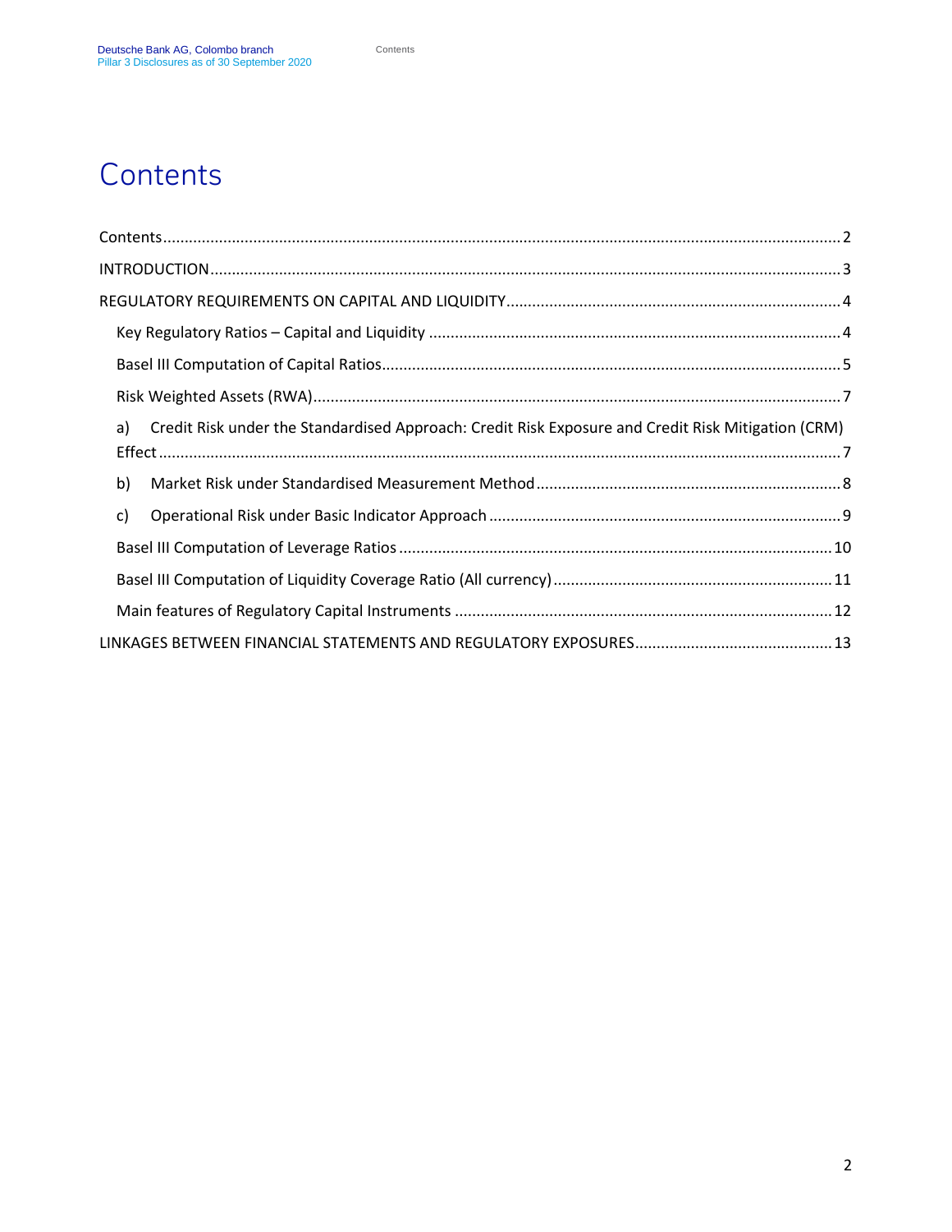# Contents

Contents .......... 2

INTRODUCTION .......... 3

REGULATORY REQUIREMENTS ON CAPITAL AND LIQUIDITY .......... 4

- Key Regulatory Ratios – Capital and Liquidity .......... 4
- Basel III Computation of Capital Ratios .......... 5
- Risk Weighted Assets (RWA) .......... 7
  - a) Credit Risk under the Standardised Approach: Credit Risk Exposure and Credit Risk Mitigation (CRM) Effect .......... 7
  - b) Market Risk under Standardised Measurement Method .......... 8
  - c) Operational Risk under Basic Indicator Approach .......... 9
- Basel III Computation of Leverage Ratios .......... 10
- Basel III Computation of Liquidity Coverage Ratio (All currency) .......... 11
- Main features of Regulatory Capital Instruments .......... 12

LINKAGES BETWEEN FINANCIAL STATEMENTS AND REGULATORY EXPOSURES .......... 13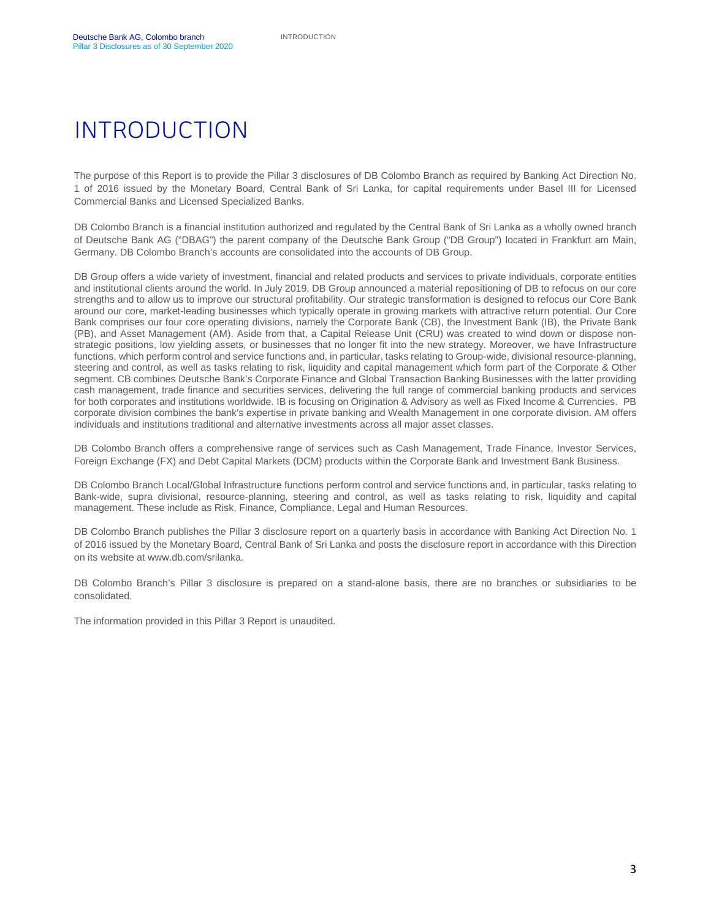# INTRODUCTION

The purpose of this Report is to provide the Pillar 3 disclosures of DB Colombo Branch as required by Banking Act Direction No. 1 of 2016 issued by the Monetary Board, Central Bank of Sri Lanka, for capital requirements under Basel III for Licensed Commercial Banks and Licensed Specialized Banks.

DB Colombo Branch is a financial institution authorized and regulated by the Central Bank of Sri Lanka as a wholly owned branch of Deutsche Bank AG ("DBAG") the parent company of the Deutsche Bank Group ("DB Group") located in Frankfurt am Main, Germany. DB Colombo Branch's accounts are consolidated into the accounts of DB Group.

DB Group offers a wide variety of investment, financial and related products and services to private individuals, corporate entities and institutional clients around the world. In July 2019, DB Group announced a material repositioning of DB to refocus on our core strengths and to allow us to improve our structural profitability. Our strategic transformation is designed to refocus our Core Bank around our core, market-leading businesses which typically operate in growing markets with attractive return potential. Our Core Bank comprises our four core operating divisions, namely the Corporate Bank (CB), the Investment Bank (IB), the Private Bank (PB), and Asset Management (AM). Aside from that, a Capital Release Unit (CRU) was created to wind down or dispose non-strategic positions, low yielding assets, or businesses that no longer fit into the new strategy. Moreover, we have Infrastructure functions, which perform control and service functions and, in particular, tasks relating to Group-wide, divisional resource-planning, steering and control, as well as tasks relating to risk, liquidity and capital management which form part of the Corporate & Other segment. CB combines Deutsche Bank's Corporate Finance and Global Transaction Banking Businesses with the latter providing cash management, trade finance and securities services, delivering the full range of commercial banking products and services for both corporates and institutions worldwide. IB is focusing on Origination & Advisory as well as Fixed Income & Currencies. PB corporate division combines the bank's expertise in private banking and Wealth Management in one corporate division. AM offers individuals and institutions traditional and alternative investments across all major asset classes.

DB Colombo Branch offers a comprehensive range of services such as Cash Management, Trade Finance, Investor Services, Foreign Exchange (FX) and Debt Capital Markets (DCM) products within the Corporate Bank and Investment Bank Business.

DB Colombo Branch Local/Global Infrastructure functions perform control and service functions and, in particular, tasks relating to Bank-wide, supra divisional, resource-planning, steering and control, as well as tasks relating to risk, liquidity and capital management. These include as Risk, Finance, Compliance, Legal and Human Resources.

DB Colombo Branch publishes the Pillar 3 disclosure report on a quarterly basis in accordance with Banking Act Direction No. 1 of 2016 issued by the Monetary Board, Central Bank of Sri Lanka and posts the disclosure report in accordance with this Direction on its website at www.db.com/srilanka.

DB Colombo Branch's Pillar 3 disclosure is prepared on a stand-alone basis, there are no branches or subsidiaries to be consolidated.

The information provided in this Pillar 3 Report is unaudited.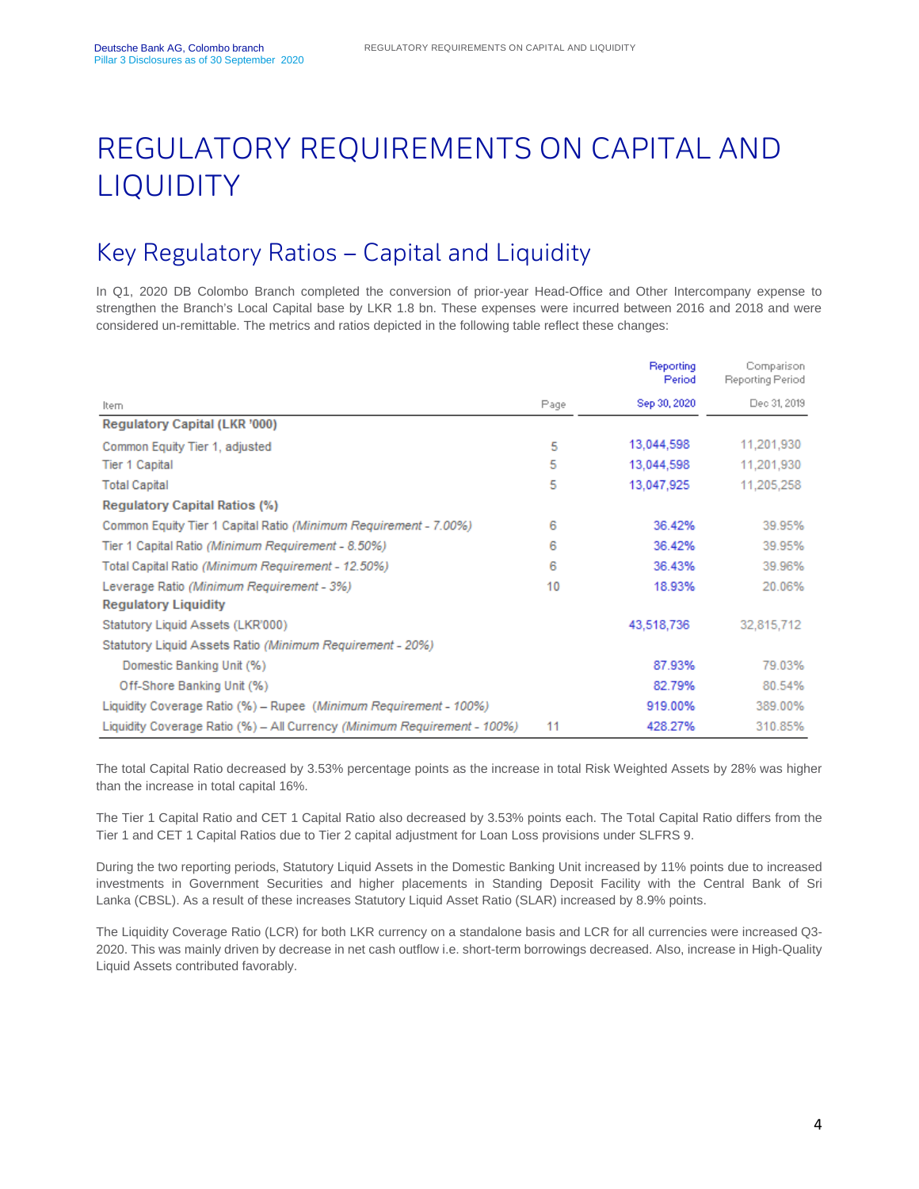# REGULATORY REQUIREMENTS ON CAPITAL AND LIQUIDITY

## Key Regulatory Ratios – Capital and Liquidity

In Q1, 2020 DB Colombo Branch completed the conversion of prior-year Head-Office and Other Intercompany expense to strengthen the Branch's Local Capital base by LKR 1.8 bn. These expenses were incurred between 2016 and 2018 and were considered un-remittable. The metrics and ratios depicted in the following table reflect these changes:

| Item | Page | Reporting Period<br>Sep 30, 2020 | Comparison Reporting Period<br>Dec 31, 2019 |
|---|---|---|---|
| **Regulatory Capital (LKR '000)** | | | |
| Common Equity Tier 1, adjusted | 5 | 13,044,598 | 11,201,930 |
| Tier 1 Capital | 5 | 13,044,598 | 11,201,930 |
| Total Capital | 5 | 13,047,925 | 11,205,258 |
| **Regulatory Capital Ratios (%)** | | | |
| Common Equity Tier 1 Capital Ratio *(Minimum Requirement - 7.00%)* | 6 | 36.42% | 39.95% |
| Tier 1 Capital Ratio *(Minimum Requirement - 8.50%)* | 6 | 36.42% | 39.95% |
| Total Capital Ratio *(Minimum Requirement - 12.50%)* | 6 | 36.43% | 39.96% |
| Leverage Ratio *(Minimum Requirement - 3%)* | 10 | 18.93% | 20.06% |
| **Regulatory Liquidity** | | | |
| Statutory Liquid Assets (LKR'000) | | 43,518,736 | 32,815,712 |
| Statutory Liquid Assets Ratio *(Minimum Requirement - 20%)* | | | |
| Domestic Banking Unit (%) | | 87.93% | 79.03% |
| Off-Shore Banking Unit (%) | | 82.79% | 80.54% |
| Liquidity Coverage Ratio (%) – Rupee *(Minimum Requirement - 100%)* | | 919.00% | 389.00% |
| Liquidity Coverage Ratio (%) – All Currency *(Minimum Requirement - 100%)* | 11 | 428.27% | 310.85% |

The total Capital Ratio decreased by 3.53% percentage points as the increase in total Risk Weighted Assets by 28% was higher than the increase in total capital 16%.

The Tier 1 Capital Ratio and CET 1 Capital Ratio also decreased by 3.53% points each. The Total Capital Ratio differs from the Tier 1 and CET 1 Capital Ratios due to Tier 2 capital adjustment for Loan Loss provisions under SLFRS 9.

During the two reporting periods, Statutory Liquid Assets in the Domestic Banking Unit increased by 11% points due to increased investments in Government Securities and higher placements in Standing Deposit Facility with the Central Bank of Sri Lanka (CBSL). As a result of these increases Statutory Liquid Asset Ratio (SLAR) increased by 8.9% points.

The Liquidity Coverage Ratio (LCR) for both LKR currency on a standalone basis and LCR for all currencies were increased Q3-2020. This was mainly driven by decrease in net cash outflow i.e. short-term borrowings decreased. Also, increase in High-Quality Liquid Assets contributed favorably.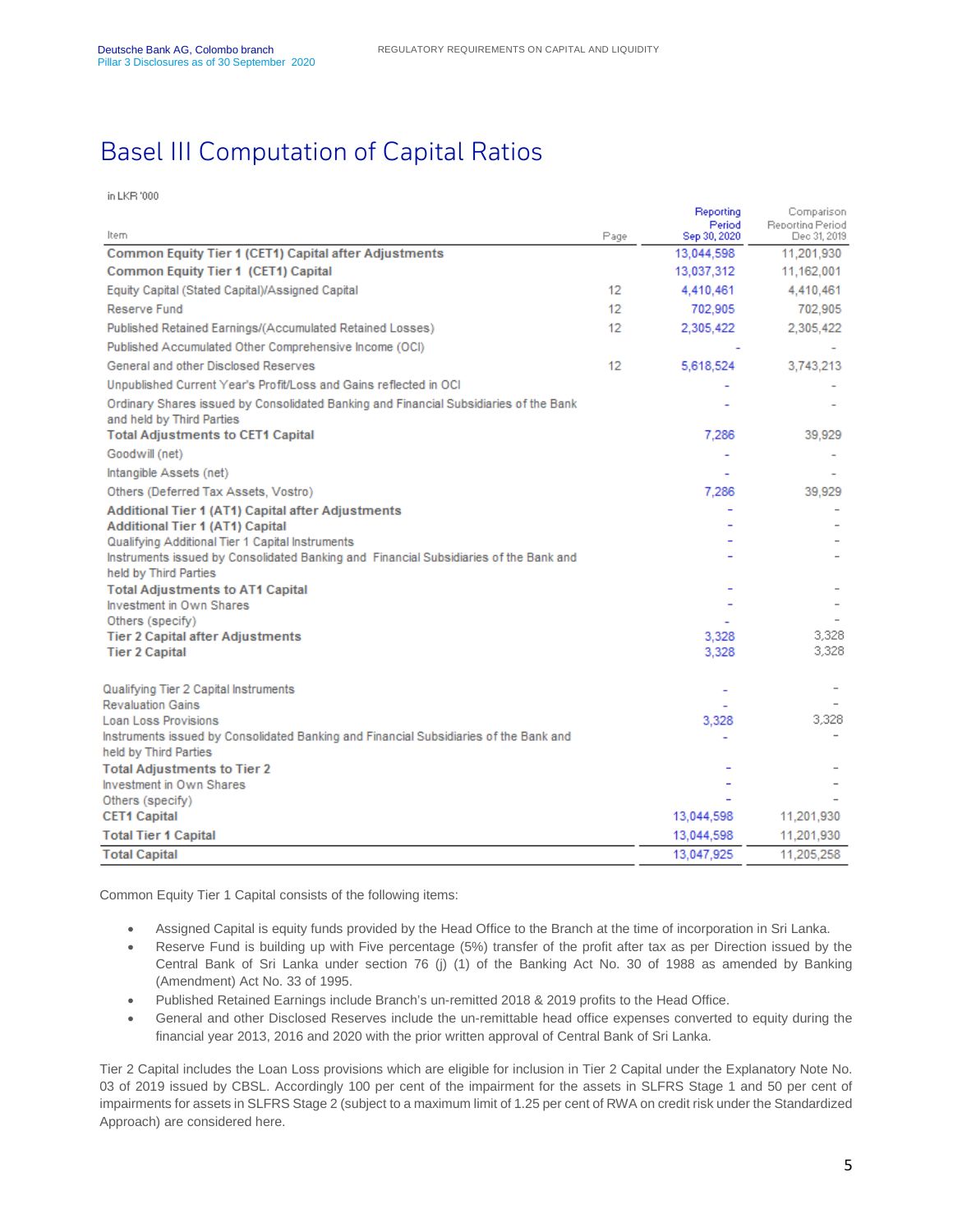# Basel III Computation of Capital Ratios

in LKR '000

| Item | Page | Reporting Period Sep 30, 2020 | Comparison Reporting Period Dec 31, 2019 |
|---|---|---|---|
| **Common Equity Tier 1 (CET1) Capital after Adjustments** | | 13,044,598 | 11,201,930 |
| **Common Equity Tier 1 (CET1) Capital** | | 13,037,312 | 11,162,001 |
| Equity Capital (Stated Capital)/Assigned Capital | 12 | 4,410,461 | 4,410,461 |
| Reserve Fund | 12 | 702,905 | 702,905 |
| Published Retained Earnings/(Accumulated Retained Losses) | 12 | 2,305,422 | 2,305,422 |
| Published Accumulated Other Comprehensive Income (OCI) | | - | - |
| General and other Disclosed Reserves | 12 | 5,618,524 | 3,743,213 |
| Unpublished Current Year's Profit/Loss and Gains reflected in OCI | | - | - |
| Ordinary Shares issued by Consolidated Banking and Financial Subsidiaries of the Bank and held by Third Parties | | - | - |
| **Total Adjustments to CET1 Capital** | | 7,286 | 39,929 |
| Goodwill (net) | | - | - |
| Intangible Assets (net) | | - | - |
| Others (Deferred Tax Assets, Vostro) | | 7,286 | 39,929 |
| **Additional Tier 1 (AT1) Capital after Adjustments** | | - | - |
| **Additional Tier 1 (AT1) Capital** | | - | - |
| Qualifying Additional Tier 1 Capital Instruments | | - | - |
| Instruments issued by Consolidated Banking and Financial Subsidiaries of the Bank and held by Third Parties | | - | - |
| **Total Adjustments to AT1 Capital** | | - | - |
| Investment in Own Shares | | - | - |
| Others (specify) | | - | - |
| **Tier 2 Capital after Adjustments** | | 3,328 | 3,328 |
| **Tier 2 Capital** | | 3,328 | 3,328 |
| Qualifying Tier 2 Capital Instruments | | - | - |
| Revaluation Gains | | - | - |
| Loan Loss Provisions | | 3,328 | 3,328 |
| Instruments issued by Consolidated Banking and Financial Subsidiaries of the Bank and held by Third Parties | | - | - |
| **Total Adjustments to Tier 2** | | - | - |
| Investment in Own Shares | | - | - |
| Others (specify) | | - | - |
| **CET1 Capital** | | 13,044,598 | 11,201,930 |
| **Total Tier 1 Capital** | | 13,044,598 | 11,201,930 |
| **Total Capital** | | 13,047,925 | 11,205,258 |

Common Equity Tier 1 Capital consists of the following items:

- Assigned Capital is equity funds provided by the Head Office to the Branch at the time of incorporation in Sri Lanka.
- Reserve Fund is building up with Five percentage (5%) transfer of the profit after tax as per Direction issued by the Central Bank of Sri Lanka under section 76 (j) (1) of the Banking Act No. 30 of 1988 as amended by Banking (Amendment) Act No. 33 of 1995.
- Published Retained Earnings include Branch's un-remitted 2018 & 2019 profits to the Head Office.
- General and other Disclosed Reserves include the un-remittable head office expenses converted to equity during the financial year 2013, 2016 and 2020 with the prior written approval of Central Bank of Sri Lanka.

Tier 2 Capital includes the Loan Loss provisions which are eligible for inclusion in Tier 2 Capital under the Explanatory Note No. 03 of 2019 issued by CBSL. Accordingly 100 per cent of the impairment for the assets in SLFRS Stage 1 and 50 per cent of impairments for assets in SLFRS Stage 2 (subject to a maximum limit of 1.25 per cent of RWA on credit risk under the Standardized Approach) are considered here.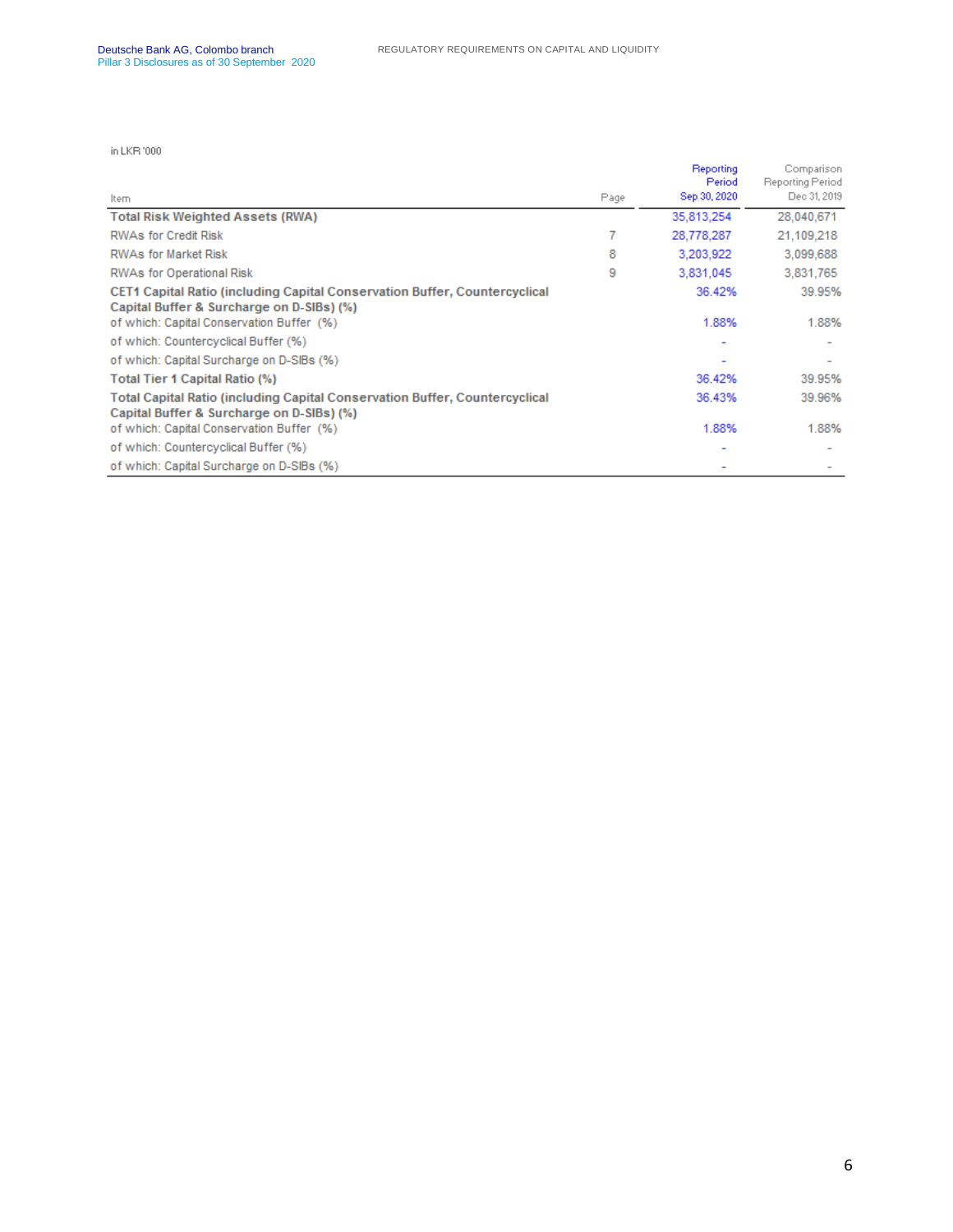in LKR '000

| Item | Page | Reporting Period Sep 30, 2020 | Comparison Reporting Period Dec 31, 2019 |
|---|---|---|---|
| **Total Risk Weighted Assets (RWA)** | | 35,813,254 | 28,040,671 |
| RWAs for Credit Risk | 7 | 28,778,287 | 21,109,218 |
| RWAs for Market Risk | 8 | 3,203,922 | 3,099,688 |
| RWAs for Operational Risk | 9 | 3,831,045 | 3,831,765 |
| **CET1 Capital Ratio (including Capital Conservation Buffer, Countercyclical Capital Buffer & Surcharge on D-SIBs) (%)** | | 36.42% | 39.95% |
| of which: Capital Conservation Buffer (%) | | 1.88% | 1.88% |
| of which: Countercyclical Buffer (%) | | - | - |
| of which: Capital Surcharge on D-SIBs (%) | | - | - |
| **Total Tier 1 Capital Ratio (%)** | | 36.42% | 39.95% |
| **Total Capital Ratio (including Capital Conservation Buffer, Countercyclical Capital Buffer & Surcharge on D-SIBs) (%)** | | 36.43% | 39.96% |
| of which: Capital Conservation Buffer (%) | | 1.88% | 1.88% |
| of which: Countercyclical Buffer (%) | | - | - |
| of which: Capital Surcharge on D-SIBs (%) | | - | - |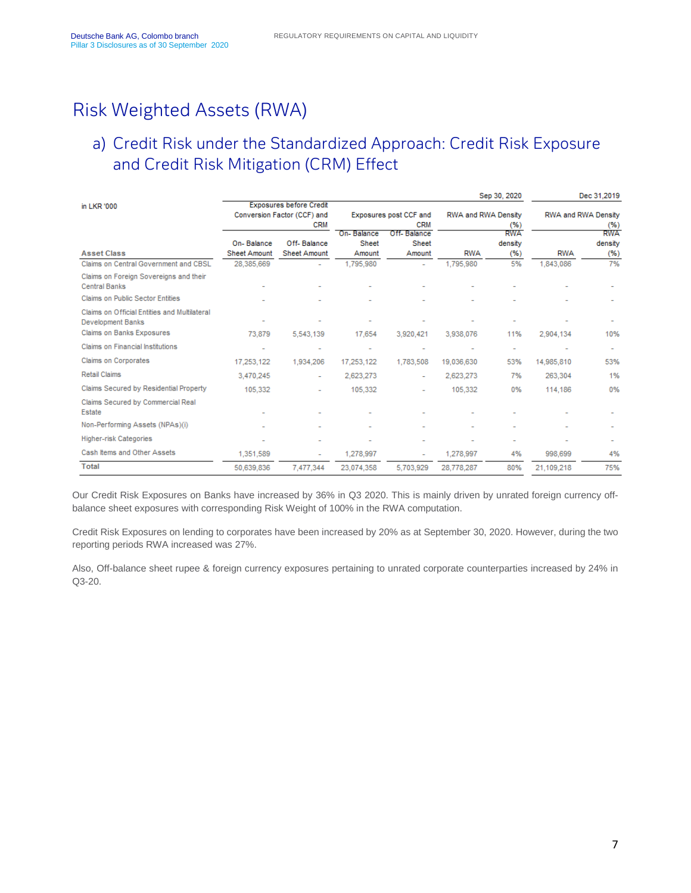# Risk Weighted Assets (RWA)

## a) Credit Risk under the Standardized Approach: Credit Risk Exposure and Credit Risk Mitigation (CRM) Effect

| in LKR '000 | Exposures before Credit Conversion Factor (CCF) and CRM | | Exposures post CCF and CRM | | Sep 30, 2020 RWA and RWA Density (%) | | Dec 31,2019 RWA and RWA Density (%) | |
|---|---|---|---|---|---|---|---|---|
| **Asset Class** | On- Balance Sheet Amount | Off- Balance Sheet Amount | On- Balance Sheet Amount | Off- Balance Sheet Amount | RWA | RWA density (%) | RWA | RWA density (%) |
| Claims on Central Government and CBSL | 28,385,669 | - | 1,795,980 | - | 1,795,980 | 5% | 1,843,086 | 7% |
| Claims on Foreign Sovereigns and their Central Banks | - | - | - | - | - | - | - | - |
| Claims on Public Sector Entities | - | - | - | - | - | - | - | - |
| Claims on Official Entities and Multilateral Development Banks | - | - | - | - | - | - | - | - |
| Claims on Banks Exposures | 73,879 | 5,543,139 | 17,654 | 3,920,421 | 3,938,076 | 11% | 2,904,134 | 10% |
| Claims on Financial Institutions | - | - | - | - | - | - | - | - |
| Claims on Corporates | 17,253,122 | 1,934,206 | 17,253,122 | 1,783,508 | 19,036,630 | 53% | 14,985,810 | 53% |
| Retail Claims | 3,470,245 | - | 2,623,273 | - | 2,623,273 | 7% | 263,304 | 1% |
| Claims Secured by Residential Property | 105,332 | - | 105,332 | - | 105,332 | 0% | 114,186 | 0% |
| Claims Secured by Commercial Real Estate | - | - | - | - | - | - | - | - |
| Non-Performing Assets (NPAs)(i) | - | - | - | - | - | - | - | - |
| Higher-risk Categories | - | - | - | - | - | - | - | - |
| Cash Items and Other Assets | 1,351,589 | - | 1,278,997 | - | 1,278,997 | 4% | 998,699 | 4% |
| **Total** | 50,639,836 | 7,477,344 | 23,074,358 | 5,703,929 | 28,778,287 | 80% | 21,109,218 | 75% |

Our Credit Risk Exposures on Banks have increased by 36% in Q3 2020. This is mainly driven by unrated foreign currency off-balance sheet exposures with corresponding Risk Weight of 100% in the RWA computation.

Credit Risk Exposures on lending to corporates have been increased by 20% as at September 30, 2020. However, during the two reporting periods RWA increased was 27%.

Also, Off-balance sheet rupee & foreign currency exposures pertaining to unrated corporate counterparties increased by 24% in Q3-20.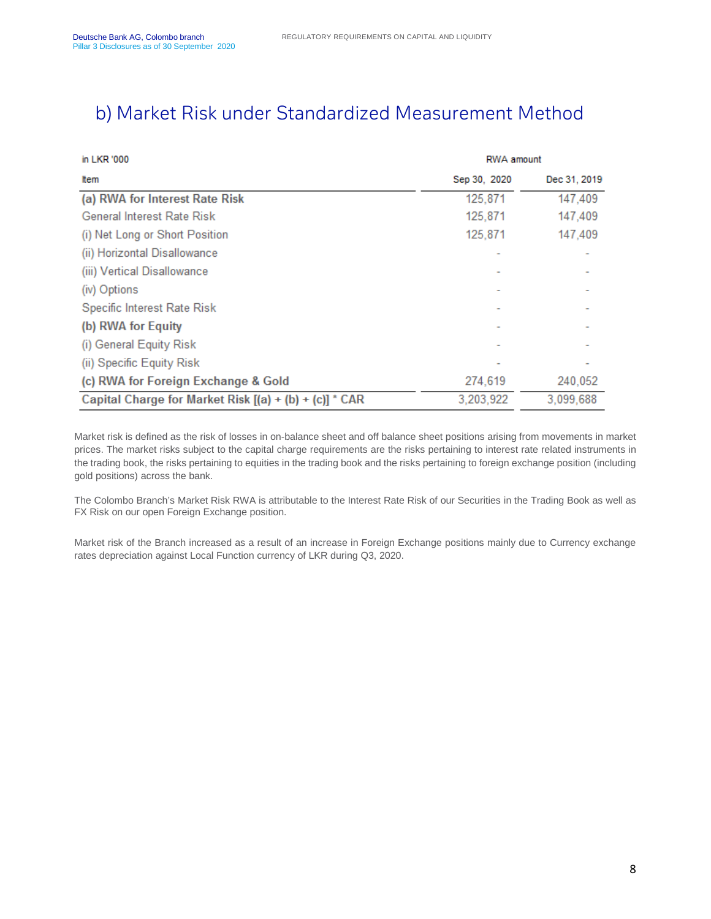## b) Market Risk under Standardized Measurement Method

| in LKR '000 | RWA amount | |
|---|---|---|
| Item | Sep 30, 2020 | Dec 31, 2019 |
| **(a) RWA for Interest Rate Risk** | 125,871 | 147,409 |
| General Interest Rate Risk | 125,871 | 147,409 |
| (i) Net Long or Short Position | 125,871 | 147,409 |
| (ii) Horizontal Disallowance | - | - |
| (iii) Vertical Disallowance | - | - |
| (iv) Options | - | - |
| Specific Interest Rate Risk | - | - |
| **(b) RWA for Equity** | - | - |
| (i) General Equity Risk | - | - |
| (ii) Specific Equity Risk | - | - |
| **(c) RWA for Foreign Exchange & Gold** | 274,619 | 240,052 |
| **Capital Charge for Market Risk [(a) + (b) + (c)] * CAR** | 3,203,922 | 3,099,688 |

Market risk is defined as the risk of losses in on-balance sheet and off balance sheet positions arising from movements in market prices. The market risks subject to the capital charge requirements are the risks pertaining to interest rate related instruments in the trading book, the risks pertaining to equities in the trading book and the risks pertaining to foreign exchange position (including gold positions) across the bank.

The Colombo Branch's Market Risk RWA is attributable to the Interest Rate Risk of our Securities in the Trading Book as well as FX Risk on our open Foreign Exchange position.

Market risk of the Branch increased as a result of an increase in Foreign Exchange positions mainly due to Currency exchange rates depreciation against Local Function currency of LKR during Q3, 2020.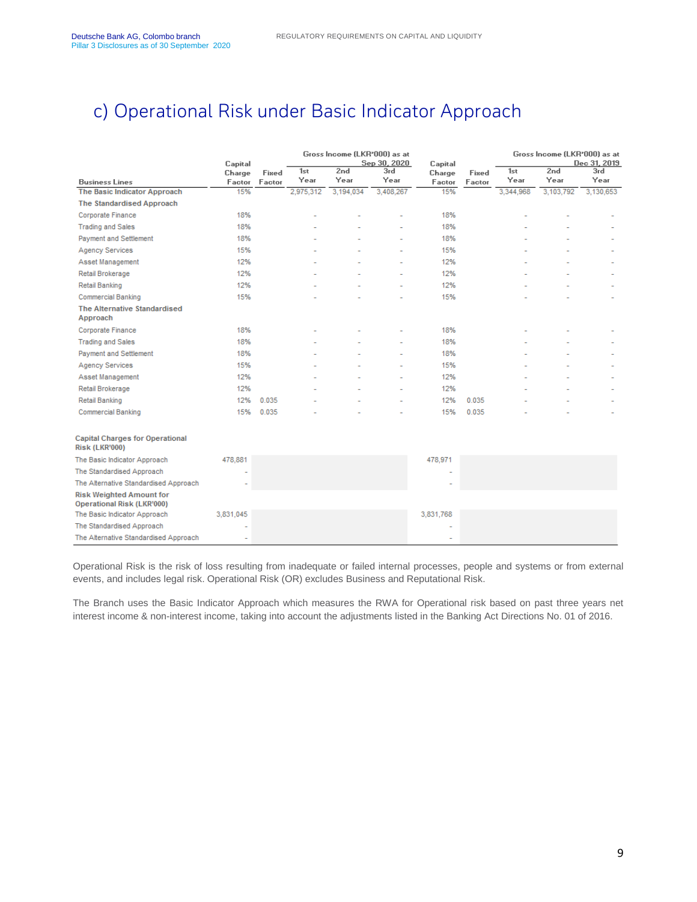## c) Operational Risk under Basic Indicator Approach

| Business Lines | Capital Charge Factor | Fixed Factor | Gross Income (LKR'000) as at Sep 30, 2020 1st Year | 2nd Year | 3rd Year | Capital Charge Factor | Fixed Factor | Gross Income (LKR'000) as at Dec 31, 2019 1st Year | 2nd Year | 3rd Year |
|---|---|---|---|---|---|---|---|---|---|---|
| **The Basic Indicator Approach** | 15% | | 2,975,312 | 3,194,034 | 3,408,267 | 15% | | 3,344,968 | 3,103,792 | 3,130,653 |
| **The Standardised Approach** | | | | | | | | | | |
| Corporate Finance | 18% | | - | - | - | 18% | | - | - | - |
| Trading and Sales | 18% | | - | - | - | 18% | | - | - | - |
| Payment and Settlement | 18% | | - | - | - | 18% | | - | - | - |
| Agency Services | 15% | | - | - | - | 15% | | - | - | - |
| Asset Management | 12% | | - | - | - | 12% | | - | - | - |
| Retail Brokerage | 12% | | - | - | - | 12% | | - | - | - |
| Retail Banking | 12% | | - | - | - | 12% | | - | - | - |
| Commercial Banking | 15% | | - | - | - | 15% | | - | - | - |
| **The Alternative Standardised Approach** | | | | | | | | | | |
| Corporate Finance | 18% | | - | - | - | 18% | | - | - | - |
| Trading and Sales | 18% | | - | - | - | 18% | | - | - | - |
| Payment and Settlement | 18% | | - | - | - | 18% | | - | - | - |
| Agency Services | 15% | | - | - | - | 15% | | - | - | - |
| Asset Management | 12% | | - | - | - | 12% | | - | - | - |
| Retail Brokerage | 12% | | - | - | - | 12% | | - | - | - |
| Retail Banking | 12% | 0.035 | - | - | - | 12% | 0.035 | - | - | - |
| Commercial Banking | 15% | 0.035 | - | - | - | 15% | 0.035 | - | - | - |

| **Capital Charges for Operational Risk (LKR'000)** | Sep 30, 2020 | Dec 31, 2019 |
|---|---|---|
| The Basic Indicator Approach | 478,881 | 478,971 |
| The Standardised Approach | - | - |
| The Alternative Standardised Approach | - | - |
| **Risk Weighted Amount for Operational Risk (LKR'000)** | | |
| The Basic Indicator Approach | 3,831,045 | 3,831,768 |
| The Standardised Approach | - | - |
| The Alternative Standardised Approach | - | - |

Operational Risk is the risk of loss resulting from inadequate or failed internal processes, people and systems or from external events, and includes legal risk. Operational Risk (OR) excludes Business and Reputational Risk.

The Branch uses the Basic Indicator Approach which measures the RWA for Operational risk based on past three years net interest income & non-interest income, taking into account the adjustments listed in the Banking Act Directions No. 01 of 2016.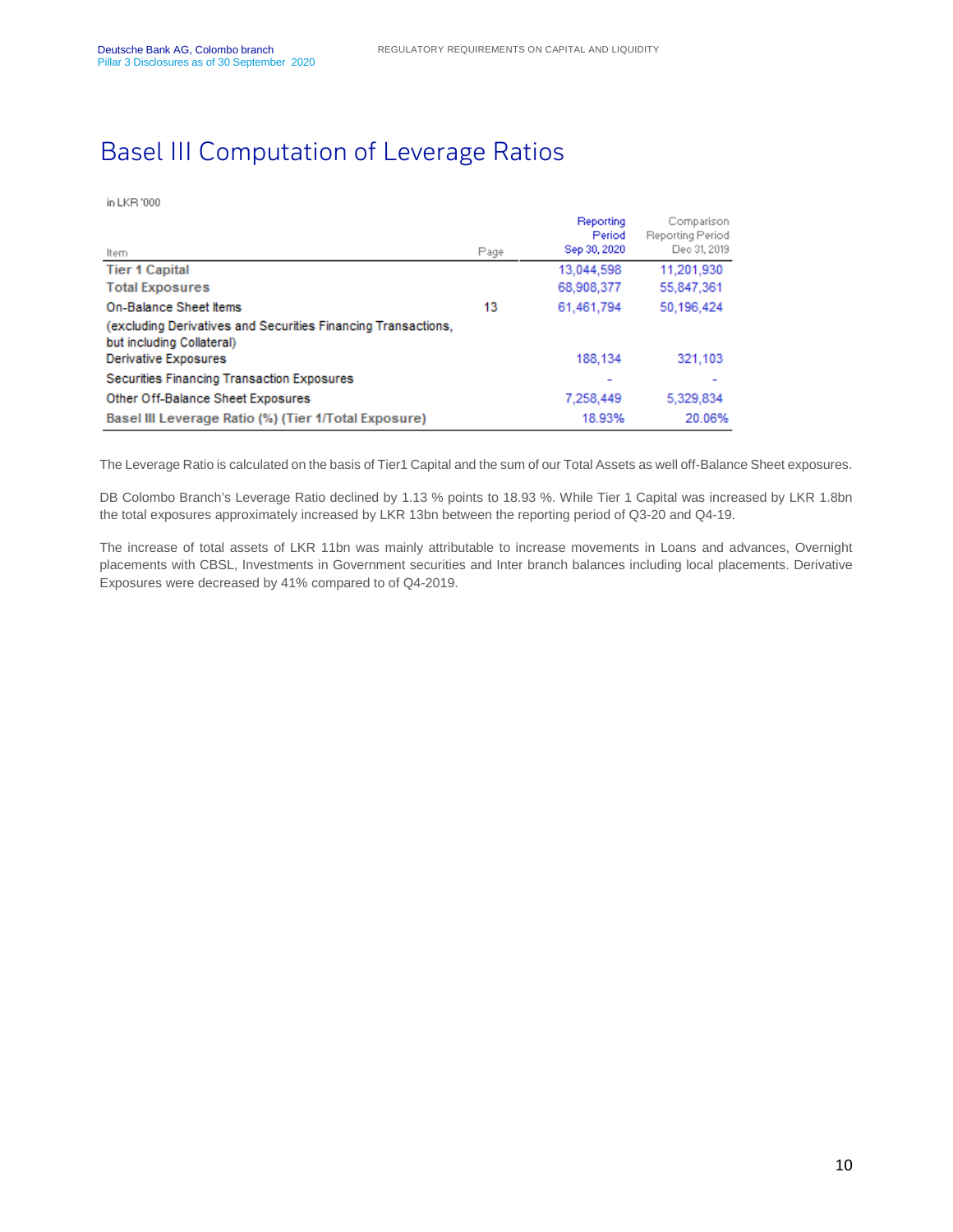# Basel III Computation of Leverage Ratios

in LKR '000

| Item | Page | Reporting Period Sep 30, 2020 | Comparison Reporting Period Dec 31, 2019 |
|---|---|---|---|
| **Tier 1 Capital** | | 13,044,598 | 11,201,930 |
| **Total Exposures** | | 68,908,377 | 55,847,361 |
| On-Balance Sheet Items | 13 | 61,461,794 | 50,196,424 |
| (excluding Derivatives and Securities Financing Transactions, but including Collateral) | | | |
| Derivative Exposures | | 188,134 | 321,103 |
| Securities Financing Transaction Exposures | | - | - |
| Other Off-Balance Sheet Exposures | | 7,258,449 | 5,329,834 |
| **Basel III Leverage Ratio (%) (Tier 1/Total Exposure)** | | 18.93% | 20.06% |

The Leverage Ratio is calculated on the basis of Tier1 Capital and the sum of our Total Assets as well off-Balance Sheet exposures.

DB Colombo Branch's Leverage Ratio declined by 1.13 % points to 18.93 %. While Tier 1 Capital was increased by LKR 1.8bn the total exposures approximately increased by LKR 13bn between the reporting period of Q3-20 and Q4-19.

The increase of total assets of LKR 11bn was mainly attributable to increase movements in Loans and advances, Overnight placements with CBSL, Investments in Government securities and Inter branch balances including local placements. Derivative Exposures were decreased by 41% compared to of Q4-2019.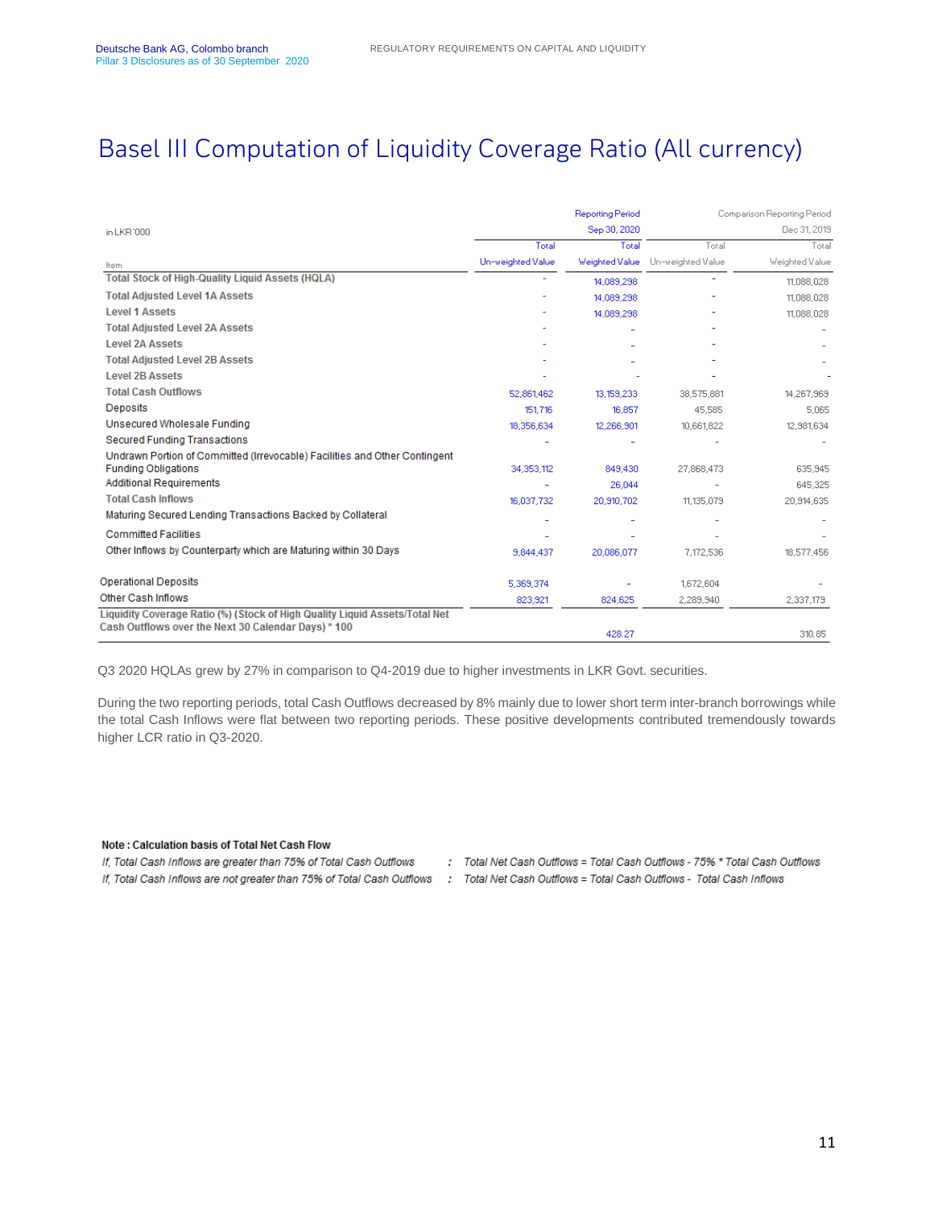# Basel III Computation of Liquidity Coverage Ratio (All currency)

| in LKR '000 | Reporting Period | Sep 30, 2020 | Comparison Reporting Period | Dec 31, 2019 |
|---|---|---|---|---|
| Item | Total Un-weighted Value | Total Weighted Value | Total Un-weighted Value | Total Weighted Value |
| **Total Stock of High-Quality Liquid Assets (HQLA)** | - | 14,089,298 | - | 11,088,028 |
| **Total Adjusted Level 1A Assets** | - | 14,089,298 | - | 11,088,028 |
| **Level 1 Assets** | - | 14,089,298 | - | 11,088,028 |
| **Total Adjusted Level 2A Assets** | - | - | - | - |
| **Level 2A Assets** | - | - | - | - |
| **Total Adjusted Level 2B Assets** | - | - | - | - |
| **Level 2B Assets** | - | - | - | - |
| **Total Cash Outflows** | 52,861,462 | 13,159,233 | 38,575,881 | 14,267,969 |
| Deposits | 151,716 | 16,857 | 45,585 | 5,065 |
| Unsecured Wholesale Funding | 18,356,634 | 12,266,901 | 10,661,822 | 12,981,634 |
| Secured Funding Transactions | - | - | - | - |
| Undrawn Portion of Committed (Irrevocable) Facilities and Other Contingent Funding Obligations | 34,353,112 | 849,430 | 27,868,473 | 635,945 |
| Additional Requirements | - | 26,044 | - | 645,325 |
| Total Cash Inflows | 16,037,732 | 20,910,702 | 11,135,079 | 20,914,635 |
| Maturing Secured Lending Transactions Backed by Collateral | - | - | - | - |
| Committed Facilities | - | - | - | - |
| Other Inflows by Counterparty which are Maturing within 30 Days | 9,844,437 | 20,086,077 | 7,172,536 | 18,577,456 |
| Operational Deposits | 5,369,374 | - | 1,672,604 | - |
| Other Cash Inflows | 823,921 | 824,625 | 2,289,940 | 2,337,179 |
| **Liquidity Coverage Ratio (%) (Stock of High Quality Liquid Assets/Total Net Cash Outflows over the Next 30 Calendar Days) * 100** | | 428.27 | | 310.85 |

Q3 2020 HQLAs grew by 27% in comparison to Q4-2019 due to higher investments in LKR Govt. securities.

During the two reporting periods, total Cash Outflows decreased by 8% mainly due to lower short term inter-branch borrowings while the total Cash Inflows were flat between two reporting periods. These positive developments contributed tremendously towards higher LCR ratio in Q3-2020.

**Note : Calculation basis of Total Net Cash Flow**

*If, Total Cash Inflows are greater than 75% of Total Cash Outflows : Total Net Cash Outflows = Total Cash Outflows - 75% * Total Cash Outflows*

*If, Total Cash Inflows are not greater than 75% of Total Cash Outflows : Total Net Cash Outflows = Total Cash Outflows - Total Cash Inflows*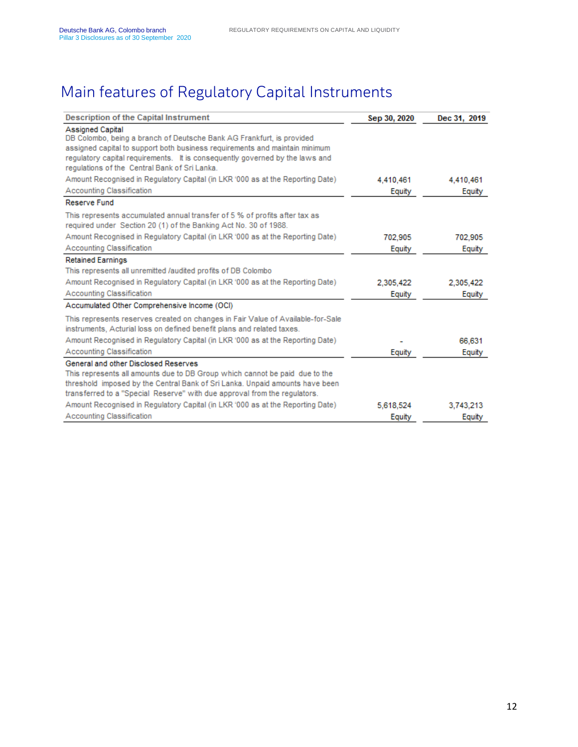# Main features of Regulatory Capital Instruments

| Description of the Capital Instrument | Sep 30, 2020 | Dec 31, 2019 |
|---|---|---|
| **Assigned Capital**<br>DB Colombo, being a branch of Deutsche Bank AG Frankfurt, is provided assigned capital to support both business requirements and maintain minimum regulatory capital requirements. It is consequently governed by the laws and regulations of the Central Bank of Sri Lanka. | | |
| Amount Recognised in Regulatory Capital (in LKR '000 as at the Reporting Date) | 4,410,461 | 4,410,461 |
| Accounting Classification | Equity | Equity |
| **Reserve Fund** | | |
| This represents accumulated annual transfer of 5 % of profits after tax as required under Section 20 (1) of the Banking Act No. 30 of 1988. | | |
| Amount Recognised in Regulatory Capital (in LKR '000 as at the Reporting Date) | 702,905 | 702,905 |
| Accounting Classification | Equity | Equity |
| **Retained Earnings** | | |
| This represents all unremitted /audited profits of DB Colombo | | |
| Amount Recognised in Regulatory Capital (in LKR '000 as at the Reporting Date) | 2,305,422 | 2,305,422 |
| Accounting Classification | Equity | Equity |
| **Accumulated Other Comprehensive Income (OCI)** | | |
| This represents reserves created on changes in Fair Value of Available-for-Sale instruments, Acturial loss on defined benefit plans and related taxes. | | |
| Amount Recognised in Regulatory Capital (in LKR '000 as at the Reporting Date) | - | 66,631 |
| Accounting Classification | Equity | Equity |
| **General and other Disclosed Reserves**<br>This represents all amounts due to DB Group which cannot be paid due to the threshold imposed by the Central Bank of Sri Lanka. Unpaid amounts have been transferred to a "Special Reserve" with due approval from the regulators. | | |
| Amount Recognised in Regulatory Capital (in LKR '000 as at the Reporting Date) | 5,618,524 | 3,743,213 |
| Accounting Classification | Equity | Equity |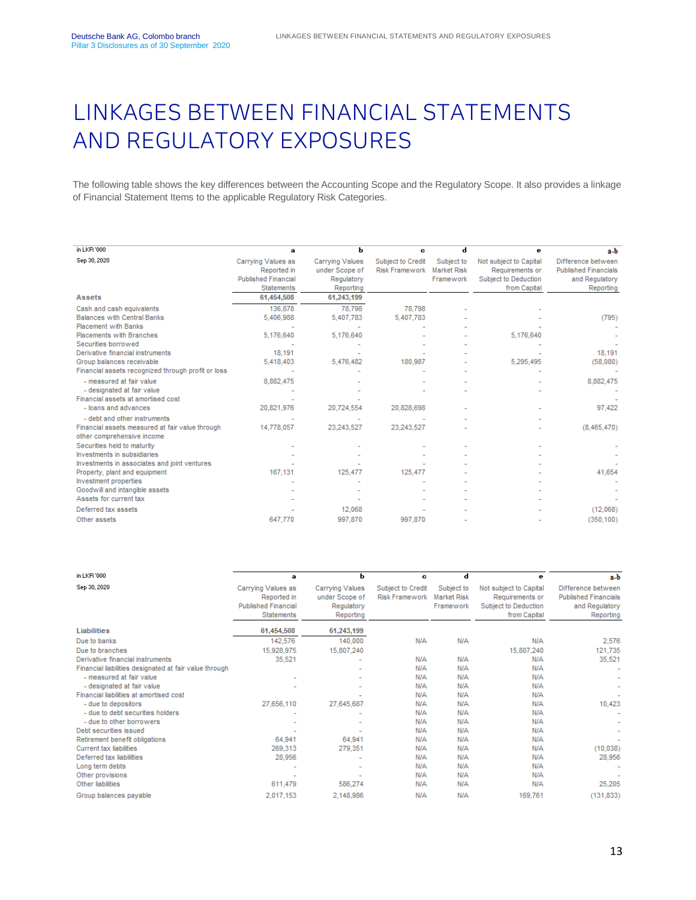# LINKAGES BETWEEN FINANCIAL STATEMENTS AND REGULATORY EXPOSURES

The following table shows the key differences between the Accounting Scope and the Regulatory Scope. It also provides a linkage of Financial Statement Items to the applicable Regulatory Risk Categories.

| in LKR '000 | a | b | c | d | e | a-b |
|---|---|---|---|---|---|---|
| Sep 30, 2020 | Carrying Values as Reported in Published Financial Statements | Carrying Values under Scope of Regulatory Reporting | Subject to Credit Risk Framework | Subject to Market Risk Framework | Not subject to Capital Requirements or Subject to Deduction from Capital | Difference between Published Financials and Regulatory Reporting |
| **Assets** | **61,454,508** | **61,243,199** | | | | |
| Cash and cash equivalents | 136,878 | 78,798 | 78,798 | - | - | |
| Balances with Central Banks | 5,406,988 | 5,407,783 | 5,407,783 | - | - | (795) |
| Placement with Banks | - | - | - | - | - | - |
| Placements with Branches | 5,176,640 | 5,176,640 | - | - | 5,176,640 | - |
| Securities borrowed | - | - | - | - | - | - |
| Derivative financial instruments | 18,191 | - | - | - | - | 18,191 |
| Group balances receivable | 5,418,403 | 5,476,482 | 180,987 | - | 5,295,495 | (58,080) |
| Financial assets recognized through profit or loss | - | - | - | - | - | - |
| - measured at fair value | 8,882,475 | - | - | - | - | 8,882,475 |
| - designated at fair value | - | - | - | - | - | - |
| Financial assets at amortised cost | - | - | | | | - |
| - loans and advances | 20,821,976 | 20,724,554 | 20,828,698 | - | - | 97,422 |
| - debt and other instruments | - | - | - | - | - | |
| Financial assets measured at fair value through other comprehensive income | 14,778,057 | 23,243,527 | 23,243,527 | - | - | (8,465,470) |
| Securities held to maturity | - | - | - | - | - | - |
| Investments in subsidiaries | - | - | - | - | - | - |
| Investments in associates and joint ventures | - | - | - | - | - | - |
| Property, plant and equipment | 167,131 | 125,477 | 125,477 | - | - | 41,654 |
| Investment properties | - | - | - | - | - | - |
| Goodwill and intangible assets | - | - | - | - | - | - |
| Assets for current tax | - | - | - | - | - | - |
| Deferred tax assets | - | 12,068 | - | - | - | (12,068) |
| Other assets | 647,770 | 997,870 | 997,870 | - | - | (350,100) |

| in LKR '000 | a | b | c | d | e | a-b |
|---|---|---|---|---|---|---|
| Sep 30, 2020 | Carrying Values as Reported in Published Financial Statements | Carrying Values under Scope of Regulatory Reporting | Subject to Credit Risk Framework | Subject to Market Risk Framework | Not subject to Capital Requirements or Subject to Deduction from Capital | Difference between Published Financials and Regulatory Reporting |
| **Liabilities** | **61,454,508** | **61,243,199** | | | | |
| Due to banks | 142,576 | 140,000 | N/A | N/A | N/A | 2,576 |
| Due to branches | 15,928,975 | 15,807,240 | | | 15,807,240 | 121,735 |
| Derivative financial instruments | 35,521 | - | N/A | N/A | N/A | 35,521 |
| Financial liabilities designated at fair value through | | - | N/A | N/A | N/A | - |
| - measured at fair value | - | - | N/A | N/A | N/A | - |
| - designated at fair value | - | - | N/A | N/A | N/A | - |
| Financial liabilities at amortised cost | | - | N/A | N/A | N/A | - |
| - due to depositors | 27,656,110 | 27,645,687 | N/A | N/A | N/A | 10,423 |
| - due to debt securities holders | - | - | N/A | N/A | N/A | - |
| - due to other borrowers | - | - | N/A | N/A | N/A | - |
| Debt securities issued | - | - | N/A | N/A | N/A | - |
| Retirement benefit obligations | 64,941 | 64,941 | N/A | N/A | N/A | - |
| Current tax liabilities | 269,313 | 279,351 | N/A | N/A | N/A | (10,038) |
| Deferred tax liabilities | 28,956 | - | N/A | N/A | N/A | 28,956 |
| Long term debts | - | - | N/A | N/A | N/A | - |
| Other provisions | - | - | N/A | N/A | N/A | - |
| Other liabilities | 611,479 | 586,274 | N/A | N/A | N/A | 25,205 |
| Group balances payable | 2,017,153 | 2,148,986 | N/A | N/A | 169,761 | (131,833) |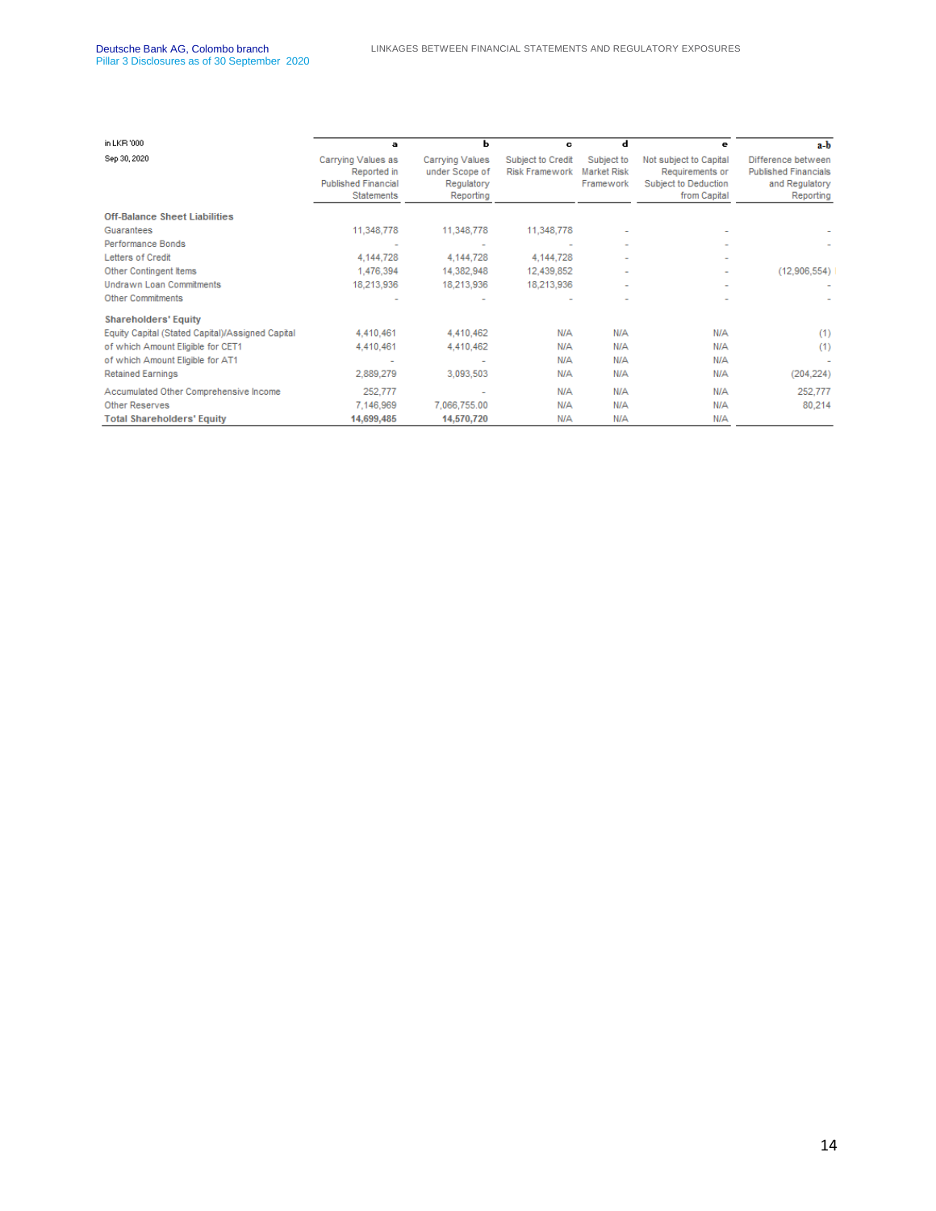| in LKR '000 | a | b | c | d | e | a-b |
| --- | --- | --- | --- | --- | --- | --- |
| Sep 30, 2020 | Carrying Values as Reported in Published Financial Statements | Carrying Values under Scope of Regulatory Reporting | Subject to Credit Risk Framework | Subject to Market Risk Framework | Not subject to Capital Requirements or Subject to Deduction from Capital | Difference between Published Financials and Regulatory Reporting |
| **Off-Balance Sheet Liabilities** | | | | | | |
| Guarantees | 11,348,778 | 11,348,778 | 11,348,778 | - | - | - |
| Performance Bonds | - | - | - | - | - | - |
| Letters of Credit | 4,144,728 | 4,144,728 | 4,144,728 | - | - | |
| Other Contingent Items | 1,476,394 | 14,382,948 | 12,439,852 | - | - | (12,906,554) |
| Undrawn Loan Commitments | 18,213,936 | 18,213,936 | 18,213,936 | - | - | - |
| Other Commitments | - | - | - | - | - | - |
| **Shareholders' Equity** | | | | | | |
| Equity Capital (Stated Capital)/Assigned Capital | 4,410,461 | 4,410,462 | N/A | N/A | N/A | (1) |
| of which Amount Eligible for CET1 | 4,410,461 | 4,410,462 | N/A | N/A | N/A | (1) |
| of which Amount Eligible for AT1 | - | - | N/A | N/A | N/A | - |
| Retained Earnings | 2,889,279 | 3,093,503 | N/A | N/A | N/A | (204,224) |
| Accumulated Other Comprehensive Income | 252,777 | - | N/A | N/A | N/A | 252,777 |
| Other Reserves | 7,146,969 | 7,066,755.00 | N/A | N/A | N/A | 80,214 |
| **Total Shareholders' Equity** | **14,699,485** | **14,570,720** | N/A | N/A | N/A | |